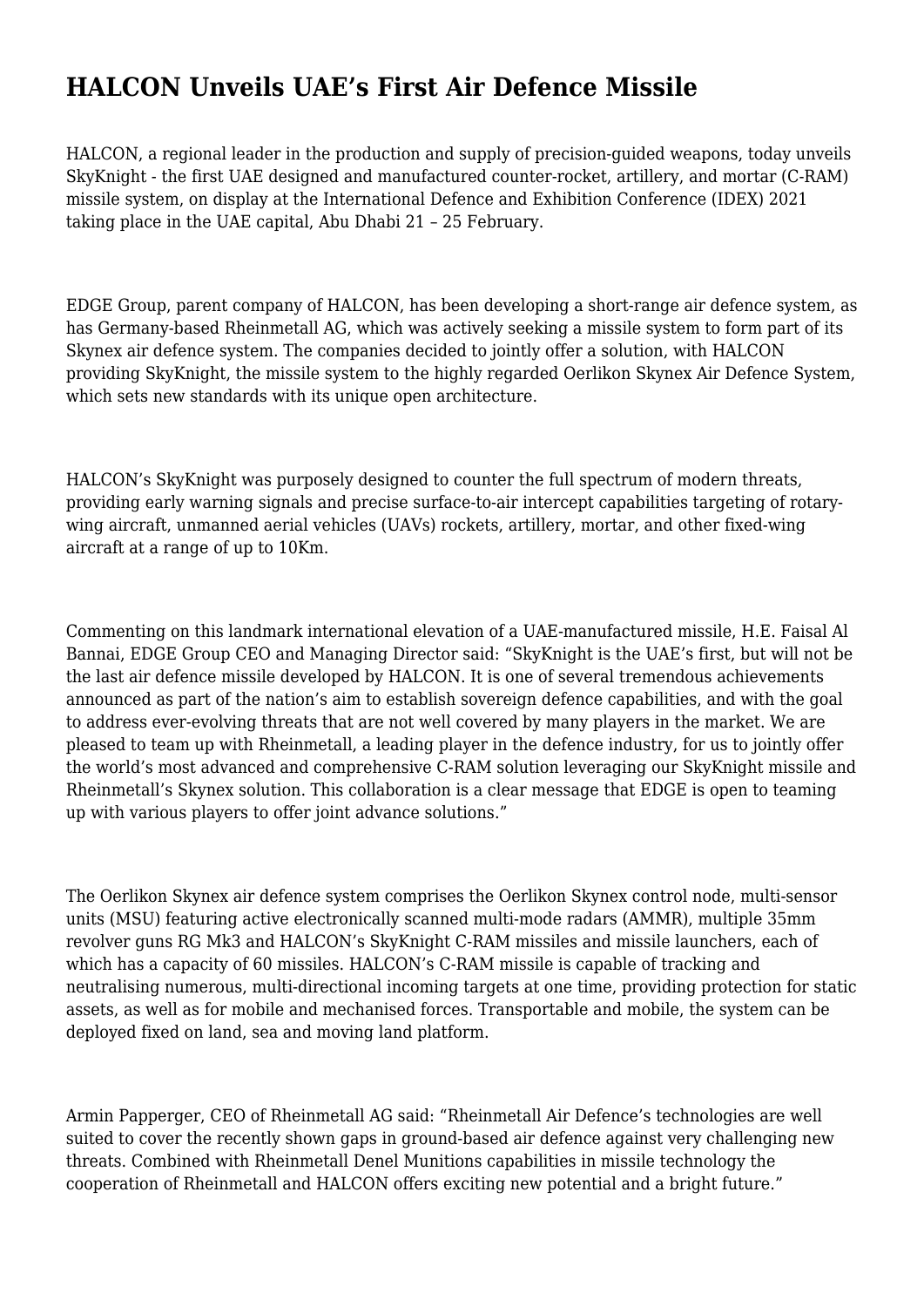# HALCON Unveils UAE's First Air Defence Missile

HALCON, a regional leader in the production and supply of precision-guided weapons, today unveils SkyKnight - the first UAE designed and manufactured counter-rocket, artillery, and mortar (C-RAM) missile system, on display at the International Defence and Exhibition Conference (IDEX) 2021 taking place in the UAE capital, Abu Dhabi 21 – 25 February.

EDGE Group, parent company of HALCON, has been developing a short-range air defence system, as has Germany-based Rheinmetall AG, which was actively seeking a missile system to form part of its Skynex air defence system. The companies decided to jointly offer a solution, with HALCON providing SkyKnight, the missile system to the highly regarded Oerlikon Skynex Air Defence System, which sets new standards with its unique open architecture.

HALCON's SkyKnight was purposely designed to counter the full spectrum of modern threats, providing early warning signals and precise surface-to-air intercept capabilities targeting of rotary-wing aircraft, unmanned aerial vehicles (UAVs) rockets, artillery, mortar, and other fixed-wing aircraft at a range of up to 10Km.

Commenting on this landmark international elevation of a UAE-manufactured missile, H.E. Faisal Al Bannai, EDGE Group CEO and Managing Director said: "SkyKnight is the UAE's first, but will not be the last air defence missile developed by HALCON. It is one of several tremendous achievements announced as part of the nation's aim to establish sovereign defence capabilities, and with the goal to address ever-evolving threats that are not well covered by many players in the market. We are pleased to team up with Rheinmetall, a leading player in the defence industry, for us to jointly offer the world's most advanced and comprehensive C-RAM solution leveraging our SkyKnight missile and Rheinmetall's Skynex solution. This collaboration is a clear message that EDGE is open to teaming up with various players to offer joint advance solutions."

The Oerlikon Skynex air defence system comprises the Oerlikon Skynex control node, multi-sensor units (MSU) featuring active electronically scanned multi-mode radars (AMMR), multiple 35mm revolver guns RG Mk3 and HALCON's SkyKnight C-RAM missiles and missile launchers, each of which has a capacity of 60 missiles. HALCON's C-RAM missile is capable of tracking and neutralising numerous, multi-directional incoming targets at one time, providing protection for static assets, as well as for mobile and mechanised forces. Transportable and mobile, the system can be deployed fixed on land, sea and moving land platform.

Armin Papperger, CEO of Rheinmetall AG said: "Rheinmetall Air Defence's technologies are well suited to cover the recently shown gaps in ground-based air defence against very challenging new threats. Combined with Rheinmetall Denel Munitions capabilities in missile technology the cooperation of Rheinmetall and HALCON offers exciting new potential and a bright future."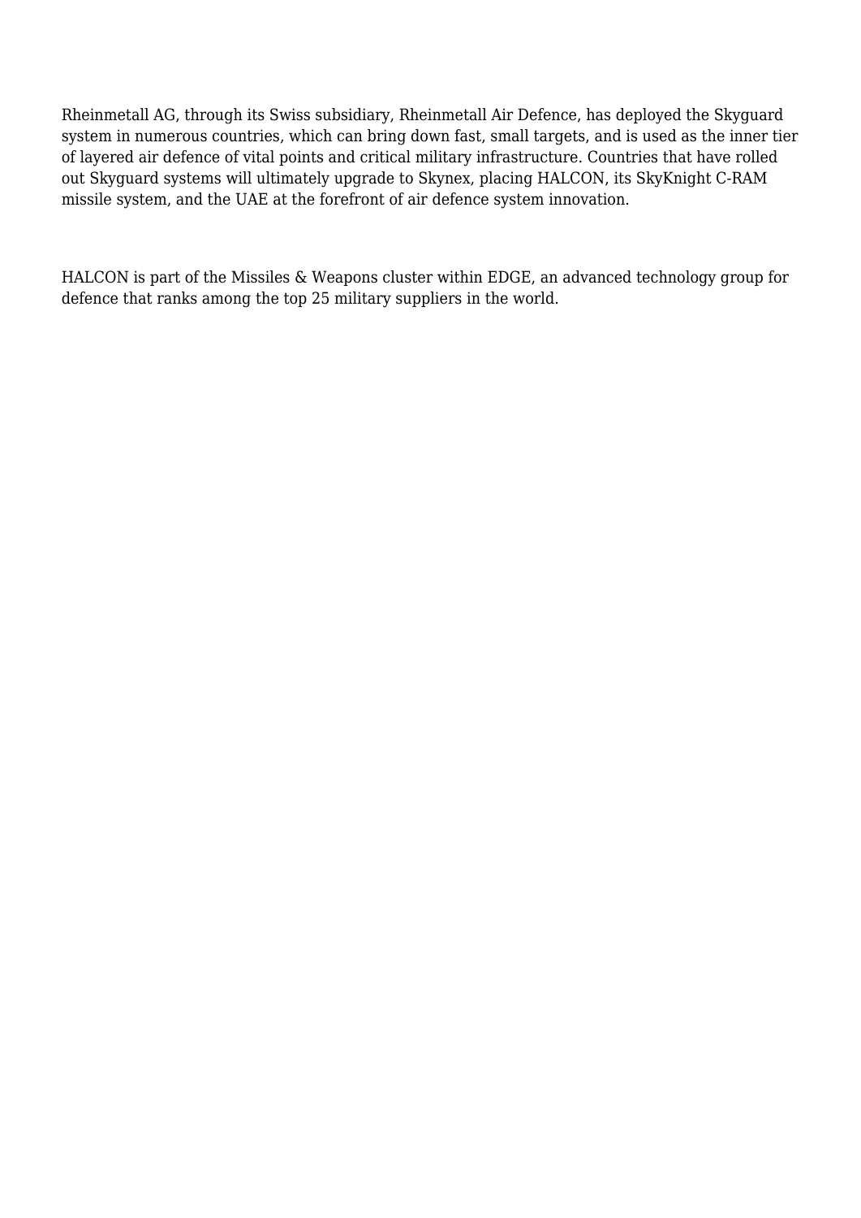Rheinmetall AG, through its Swiss subsidiary, Rheinmetall Air Defence, has deployed the Skyguard system in numerous countries, which can bring down fast, small targets, and is used as the inner tier of layered air defence of vital points and critical military infrastructure. Countries that have rolled out Skyguard systems will ultimately upgrade to Skynex, placing HALCON, its SkyKnight C-RAM missile system, and the UAE at the forefront of air defence system innovation.

HALCON is part of the Missiles & Weapons cluster within EDGE, an advanced technology group for defence that ranks among the top 25 military suppliers in the world.